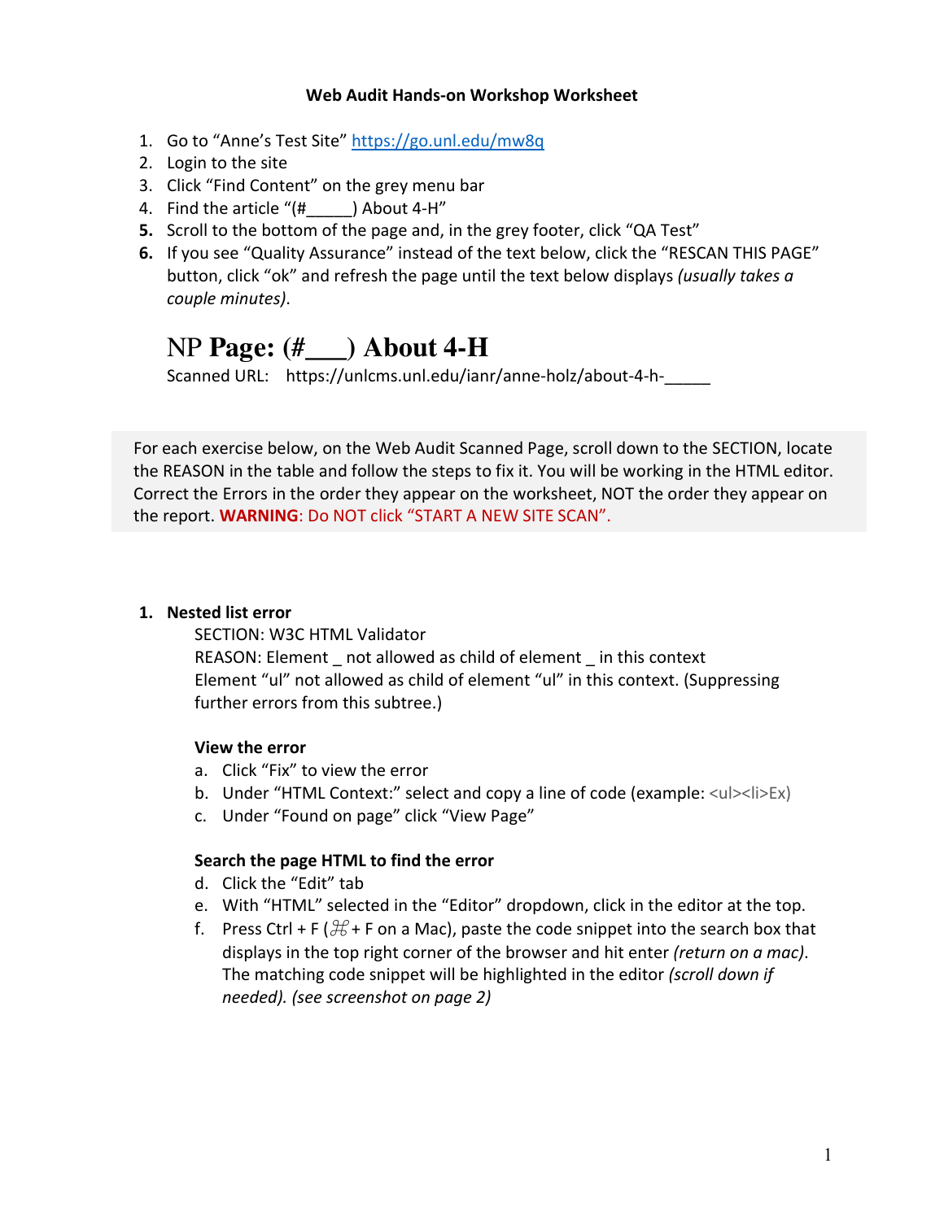**Web Audit Hands-on Workshop Worksheet**

1. Go to "Anne's Test Site" https://go.unl.edu/mw8q
2. Login to the site
3. Click "Find Content" on the grey menu bar
4. Find the article "(#_____) About 4-H"
5. Scroll to the bottom of the page and, in the grey footer, click "QA Test"
6. If you see "Quality Assurance" instead of the text below, click the "RESCAN THIS PAGE" button, click "ok" and refresh the page until the text below displays *(usually takes a couple minutes)*.

## NP **Page: (#___) About 4-H**

Scanned URL: https://unlcms.unl.edu/ianr/anne-holz/about-4-h-_____

For each exercise below, on the Web Audit Scanned Page, scroll down to the SECTION, locate the REASON in the table and follow the steps to fix it. You will be working in the HTML editor. Correct the Errors in the order they appear on the worksheet, NOT the order they appear on the report. **WARNING**: Do NOT click "START A NEW SITE SCAN".

1. **Nested list error**
   SECTION: W3C HTML Validator
   REASON: Element _ not allowed as child of element _ in this context
   Element "ul" not allowed as child of element "ul" in this context. (Suppressing further errors from this subtree.)

   **View the error**
   
   a. Click "Fix" to view the error
   b. Under "HTML Context:" select and copy a line of code (example: <ul><li>Ex)
   c. Under "Found on page" click "View Page"

   **Search the page HTML to find the error**
   
   d. Click the "Edit" tab
   e. With "HTML" selected in the "Editor" dropdown, click in the editor at the top.
   f. Press Ctrl + F (⌘ + F on a Mac), paste the code snippet into the search box that displays in the top right corner of the browser and hit enter *(return on a mac)*. The matching code snippet will be highlighted in the editor *(scroll down if needed). (see screenshot on page 2)*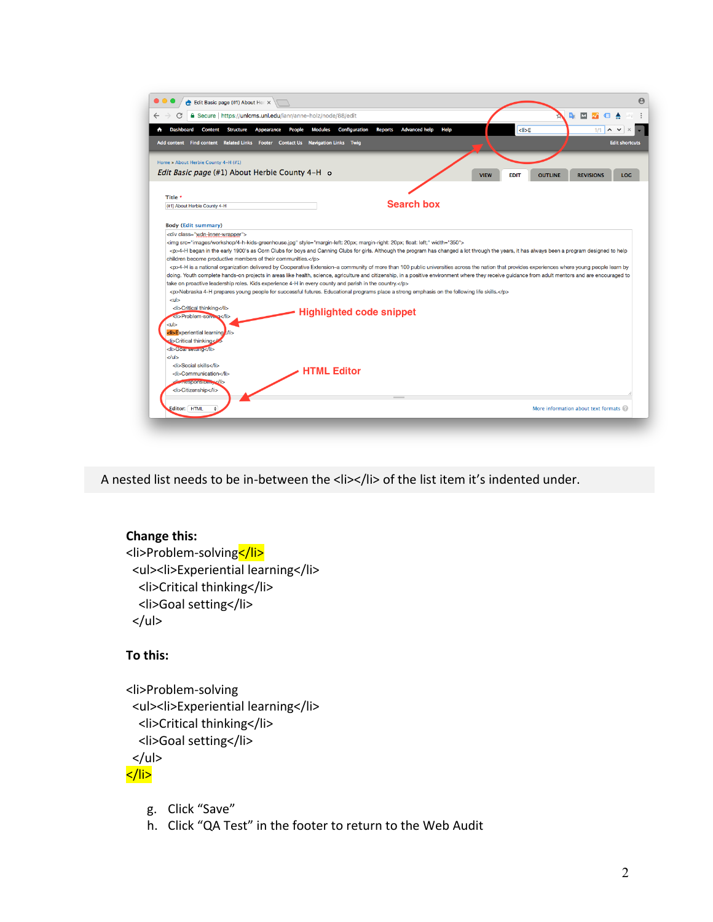A nested list needs to be in-between the <li></li> of the list item it's indented under.

**Change this:**

```
<li>Problem-solving</li>
  <ul><li>Experiential learning</li>
    <li>Critical thinking</li>
    <li>Goal setting</li>
  </ul>
```

**To this:**

```
<li>Problem-solving
  <ul><li>Experiential learning</li>
    <li>Critical thinking</li>
    <li>Goal setting</li>
  </ul>
</li>
```

g. Click "Save"
h. Click "QA Test" in the footer to return to the Web Audit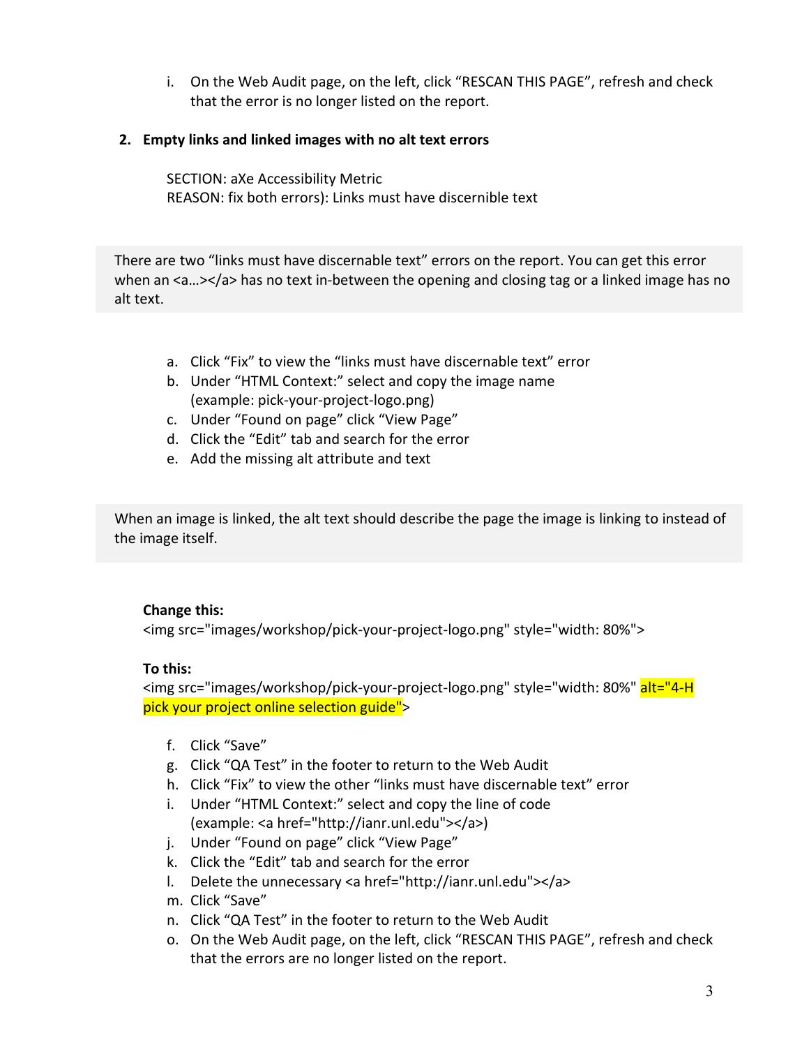i. On the Web Audit page, on the left, click "RESCAN THIS PAGE", refresh and check that the error is no longer listed on the report.

**2. Empty links and linked images with no alt text errors**

SECTION: aXe Accessibility Metric
REASON: fix both errors): Links must have discernible text

> There are two "links must have discernable text" errors on the report. You can get this error when an <a…></a> has no text in-between the opening and closing tag or a linked image has no alt text.

a. Click "Fix" to view the "links must have discernable text" error
b. Under "HTML Context:" select and copy the image name (example: pick-your-project-logo.png)
c. Under "Found on page" click "View Page"
d. Click the "Edit" tab and search for the error
e. Add the missing alt attribute and text

> When an image is linked, the alt text should describe the page the image is linking to instead of the image itself.

**Change this:**
<img src="images/workshop/pick-your-project-logo.png" style="width: 80%">

**To this:**
<img src="images/workshop/pick-your-project-logo.png" style="width: 80%" alt="4-H pick your project online selection guide">

f. Click "Save"
g. Click "QA Test" in the footer to return to the Web Audit
h. Click "Fix" to view the other "links must have discernable text" error
i. Under "HTML Context:" select and copy the line of code (example: <a href="http://ianr.unl.edu"></a>)
j. Under "Found on page" click "View Page"
k. Click the "Edit" tab and search for the error
l. Delete the unnecessary <a href="http://ianr.unl.edu"></a>
m. Click "Save"
n. Click "QA Test" in the footer to return to the Web Audit
o. On the Web Audit page, on the left, click "RESCAN THIS PAGE", refresh and check that the errors are no longer listed on the report.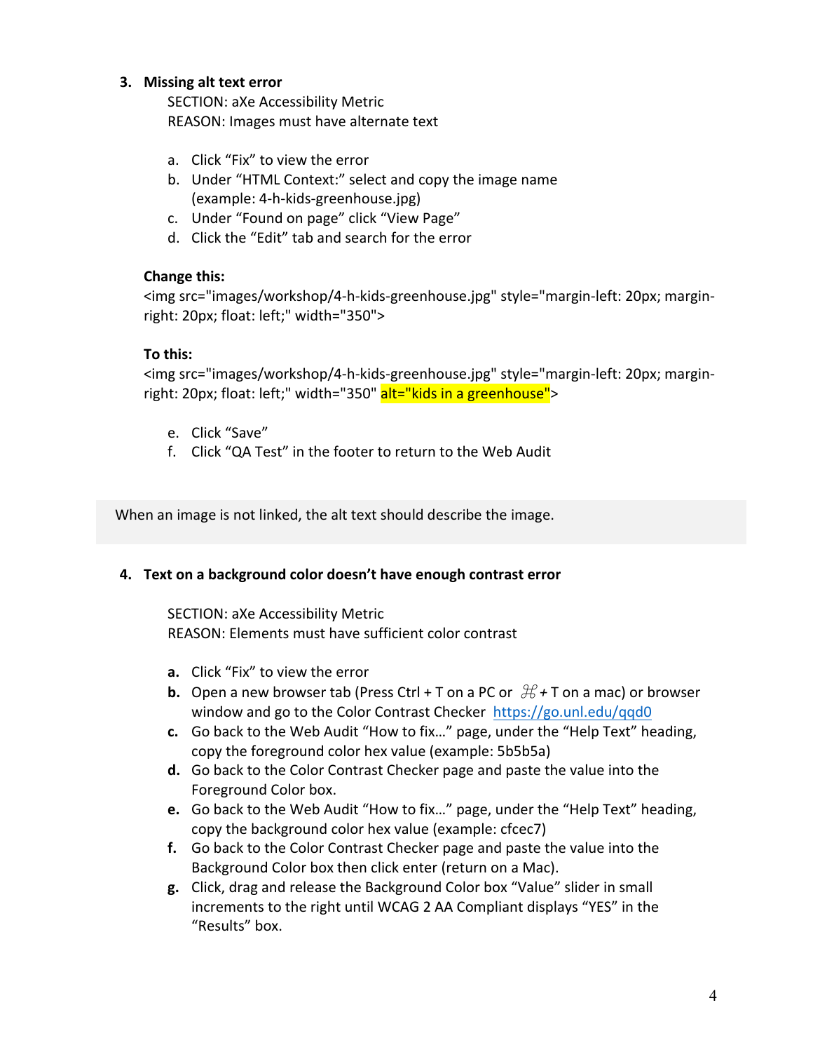3. **Missing alt text error**

   SECTION: aXe Accessibility Metric
   REASON: Images must have alternate text

   a. Click "Fix" to view the error
   b. Under "HTML Context:" select and copy the image name (example: 4-h-kids-greenhouse.jpg)
   c. Under "Found on page" click "View Page"
   d. Click the "Edit" tab and search for the error

   **Change this:**

   <img src="images/workshop/4-h-kids-greenhouse.jpg" style="margin-left: 20px; margin-right: 20px; float: left;" width="350">

   **To this:**

   <img src="images/workshop/4-h-kids-greenhouse.jpg" style="margin-left: 20px; margin-right: 20px; float: left;" width="350" alt="kids in a greenhouse">

   e. Click "Save"
   f. Click "QA Test" in the footer to return to the Web Audit

When an image is not linked, the alt text should describe the image.

4. **Text on a background color doesn't have enough contrast error**

   SECTION: aXe Accessibility Metric
   REASON: Elements must have sufficient color contrast

   **a.** Click "Fix" to view the error
   **b.** Open a new browser tab (Press Ctrl + T on a PC or ⌘ + T on a mac) or browser window and go to the Color Contrast Checker https://go.unl.edu/qqd0
   **c.** Go back to the Web Audit "How to fix…" page, under the "Help Text" heading, copy the foreground color hex value (example: 5b5b5a)
   **d.** Go back to the Color Contrast Checker page and paste the value into the Foreground Color box.
   **e.** Go back to the Web Audit "How to fix…" page, under the "Help Text" heading, copy the background color hex value (example: cfcec7)
   **f.** Go back to the Color Contrast Checker page and paste the value into the Background Color box then click enter (return on a Mac).
   **g.** Click, drag and release the Background Color box "Value" slider in small increments to the right until WCAG 2 AA Compliant displays "YES" in the "Results" box.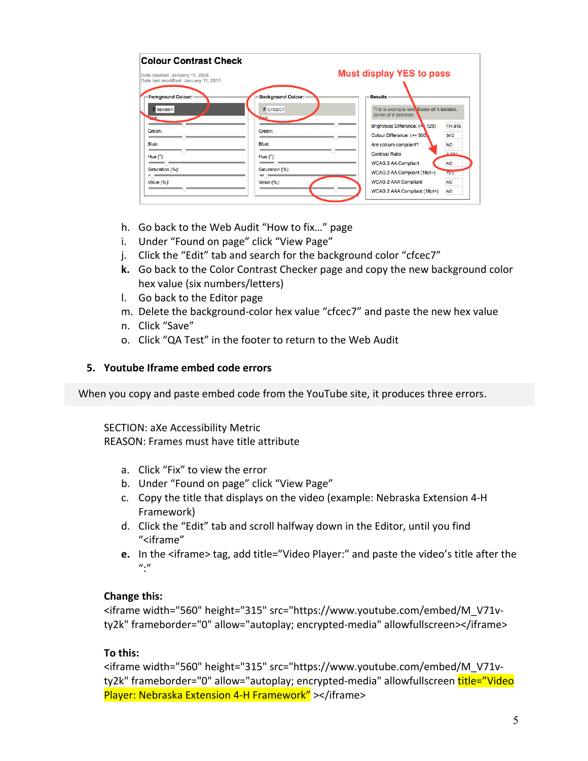h. Go back to the Web Audit "How to fix…" page
i. Under "Found on page" click "View Page"
j. Click the "Edit" tab and search for the background color "cfcec7"
**k.** Go back to the Color Contrast Checker page and copy the new background color hex value (six numbers/letters)
l. Go back to the Editor page
m. Delete the background-color hex value "cfcec7" and paste the new hex value
n. Click "Save"
o. Click "QA Test" in the footer to return to the Web Audit

## 5. Youtube Iframe embed code errors

When you copy and paste embed code from the YouTube site, it produces three errors.

SECTION: aXe Accessibility Metric
REASON: Frames must have title attribute

a. Click "Fix" to view the error
b. Under "Found on page" click "View Page"
c. Copy the title that displays on the video (example: Nebraska Extension 4-H Framework)
d. Click the "Edit" tab and scroll halfway down in the Editor, until you find "<iframe"
**e.** In the <iframe> tag, add title="Video Player:" and paste the video's title after the ":"

**Change this:**

```
<iframe width="560" height="315" src="https://www.youtube.com/embed/M_V71v-ty2k" frameborder="0" allow="autoplay; encrypted-media" allowfullscreen></iframe>
```

**To this:**

```
<iframe width="560" height="315" src="https://www.youtube.com/embed/M_V71v-ty2k" frameborder="0" allow="autoplay; encrypted-media" allowfullscreen title="Video Player: Nebraska Extension 4-H Framework" ></iframe>
```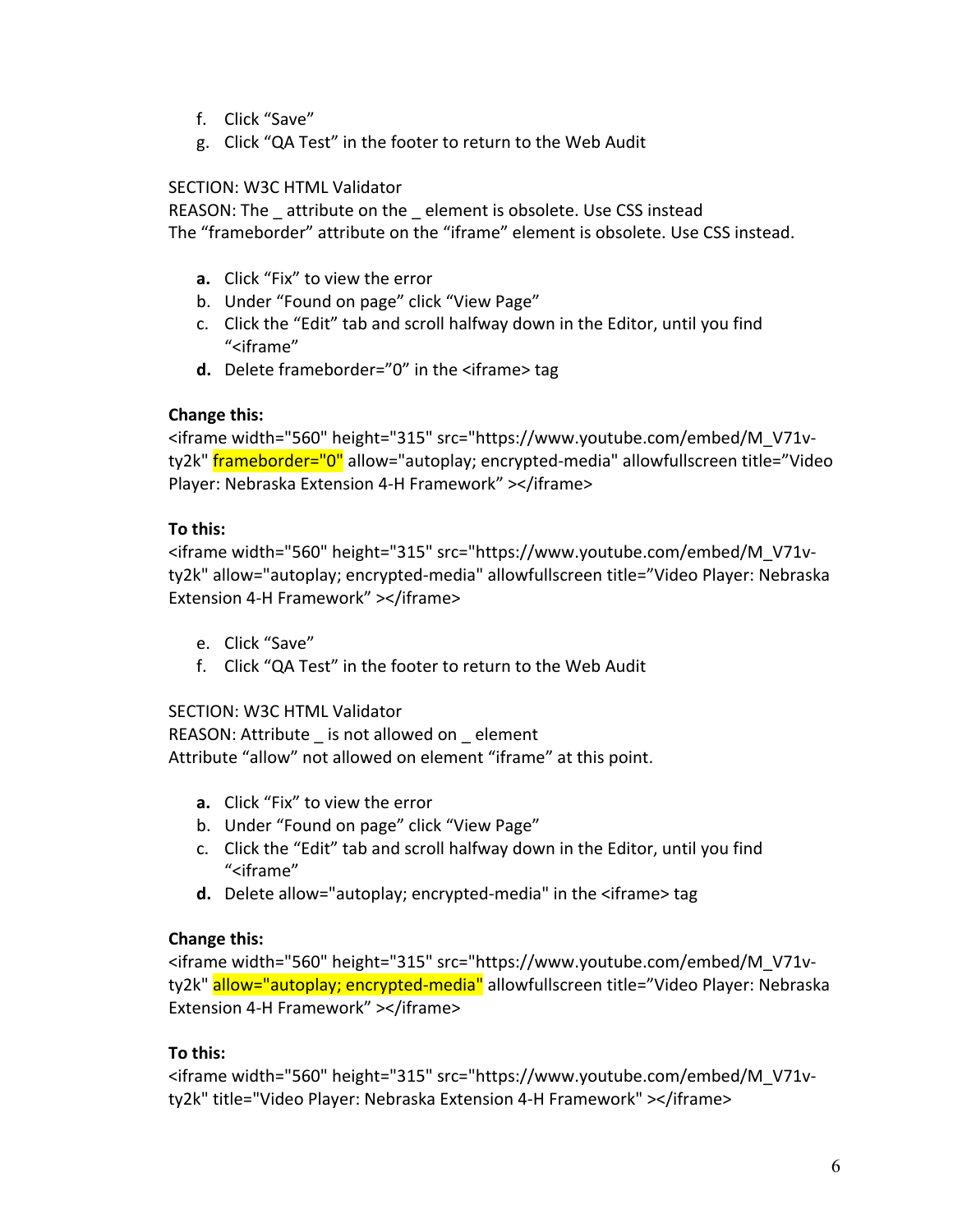f. Click “Save”
g. Click “QA Test” in the footer to return to the Web Audit

SECTION: W3C HTML Validator
REASON: The _ attribute on the _ element is obsolete. Use CSS instead
The “frameborder” attribute on the “iframe” element is obsolete. Use CSS instead.

**a.** Click “Fix” to view the error
b. Under “Found on page” click “View Page”
c. Click the “Edit” tab and scroll halfway down in the Editor, until you find “<iframe”
**d.** Delete frameborder=”0” in the <iframe> tag

**Change this:**
<iframe width="560" height="315" src="https://www.youtube.com/embed/M_V71v-ty2k" frameborder="0" allow="autoplay; encrypted-media" allowfullscreen title=”Video Player: Nebraska Extension 4-H Framework” ></iframe>

**To this:**
<iframe width="560" height="315" src="https://www.youtube.com/embed/M_V71v-ty2k" allow="autoplay; encrypted-media" allowfullscreen title=”Video Player: Nebraska Extension 4-H Framework” ></iframe>

e. Click “Save”
f. Click “QA Test” in the footer to return to the Web Audit

SECTION: W3C HTML Validator
REASON: Attribute _ is not allowed on _ element
Attribute “allow” not allowed on element “iframe” at this point.

**a.** Click “Fix” to view the error
b. Under “Found on page” click “View Page”
c. Click the “Edit” tab and scroll halfway down in the Editor, until you find “<iframe”
**d.** Delete allow="autoplay; encrypted-media" in the <iframe> tag

**Change this:**
<iframe width="560" height="315" src="https://www.youtube.com/embed/M_V71v-ty2k" allow="autoplay; encrypted-media" allowfullscreen title=”Video Player: Nebraska Extension 4-H Framework” ></iframe>

**To this:**
<iframe width="560" height="315" src="https://www.youtube.com/embed/M_V71v-ty2k" title="Video Player: Nebraska Extension 4-H Framework" ></iframe>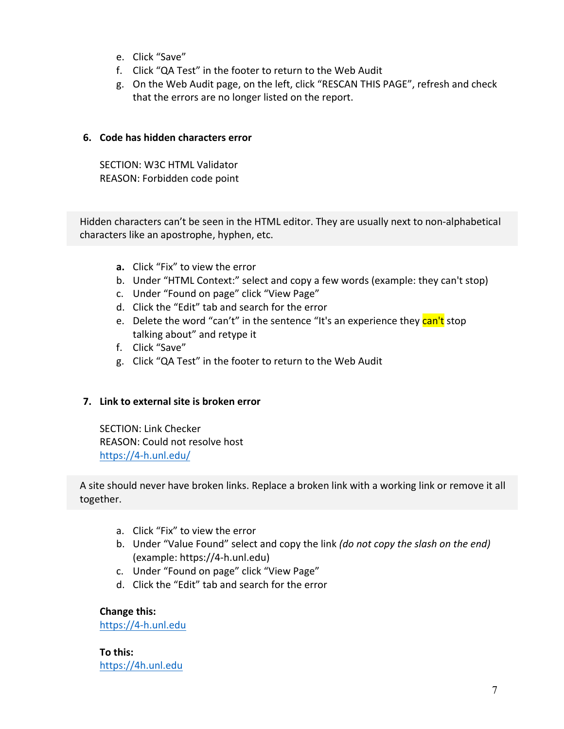e. Click "Save"
f. Click "QA Test" in the footer to return to the Web Audit
g. On the Web Audit page, on the left, click "RESCAN THIS PAGE", refresh and check that the errors are no longer listed on the report.

### 6. Code has hidden characters error

SECTION: W3C HTML Validator
REASON: Forbidden code point

> Hidden characters can't be seen in the HTML editor. They are usually next to non-alphabetical characters like an apostrophe, hyphen, etc.

a. Click "Fix" to view the error
b. Under "HTML Context:" select and copy a few words (example: they can't stop)
c. Under "Found on page" click "View Page"
d. Click the "Edit" tab and search for the error
e. Delete the word "can't" in the sentence "It's an experience they can't stop talking about" and retype it
f. Click "Save"
g. Click "QA Test" in the footer to return to the Web Audit

### 7. Link to external site is broken error

SECTION: Link Checker
REASON: Could not resolve host
https://4-h.unl.edu/

> A site should never have broken links. Replace a broken link with a working link or remove it all together.

a. Click "Fix" to view the error
b. Under "Value Found" select and copy the link *(do not copy the slash on the end)* (example: https://4-h.unl.edu)
c. Under "Found on page" click "View Page"
d. Click the "Edit" tab and search for the error

**Change this:**
https://4-h.unl.edu

**To this:**
https://4h.unl.edu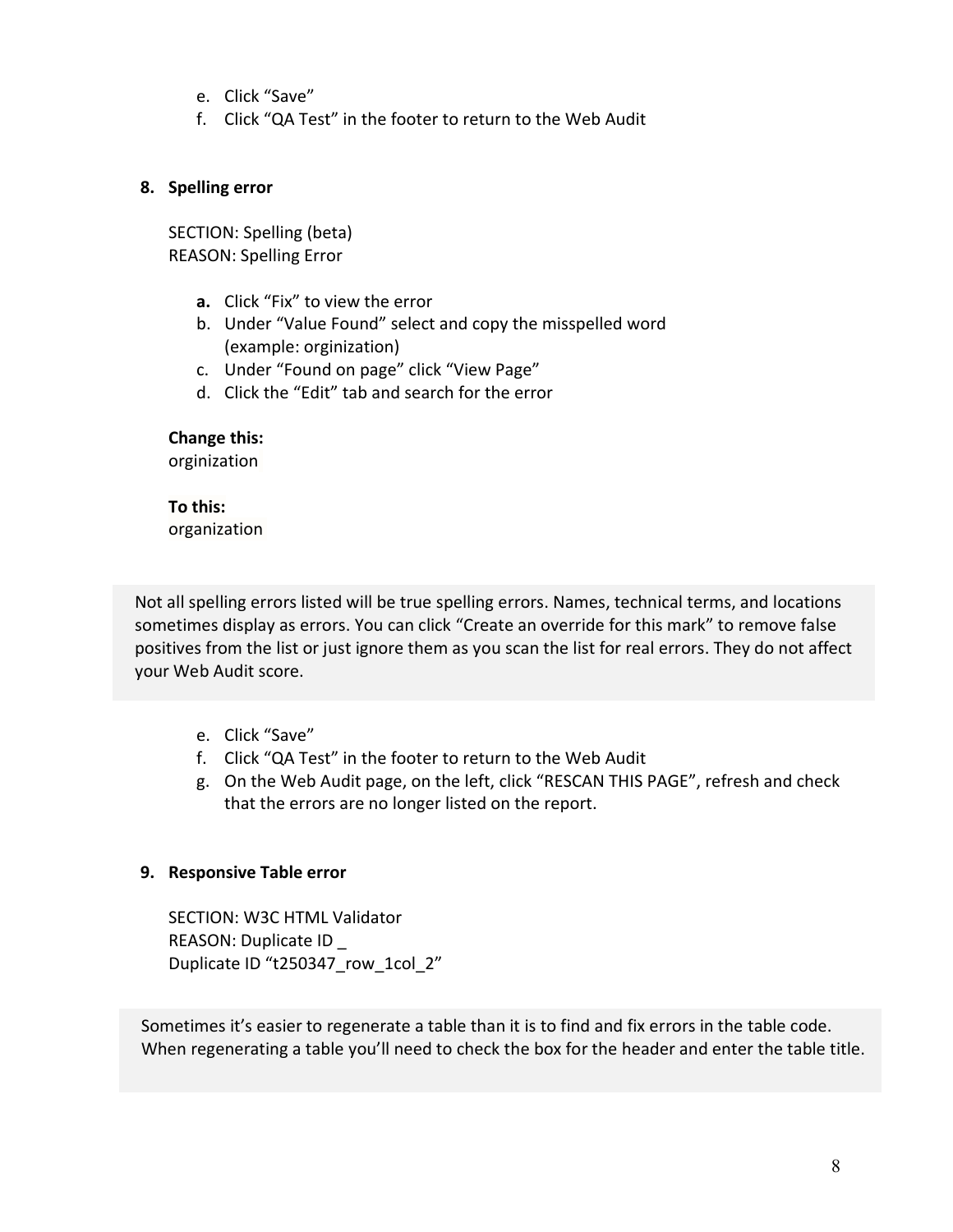e. Click "Save"
f. Click "QA Test" in the footer to return to the Web Audit

**8. Spelling error**

SECTION: Spelling (beta)
REASON: Spelling Error

**a.** Click "Fix" to view the error
b. Under "Value Found" select and copy the misspelled word (example: orginization)
c. Under "Found on page" click "View Page"
d. Click the "Edit" tab and search for the error

**Change this:**
orginization

**To this:**
organization

> Not all spelling errors listed will be true spelling errors. Names, technical terms, and locations sometimes display as errors. You can click "Create an override for this mark" to remove false positives from the list or just ignore them as you scan the list for real errors. They do not affect your Web Audit score.

e. Click "Save"
f. Click "QA Test" in the footer to return to the Web Audit
g. On the Web Audit page, on the left, click "RESCAN THIS PAGE", refresh and check that the errors are no longer listed on the report.

**9. Responsive Table error**

SECTION: W3C HTML Validator
REASON: Duplicate ID _
Duplicate ID "t250347_row_1col_2"

> Sometimes it's easier to regenerate a table than it is to find and fix errors in the table code. When regenerating a table you'll need to check the box for the header and enter the table title.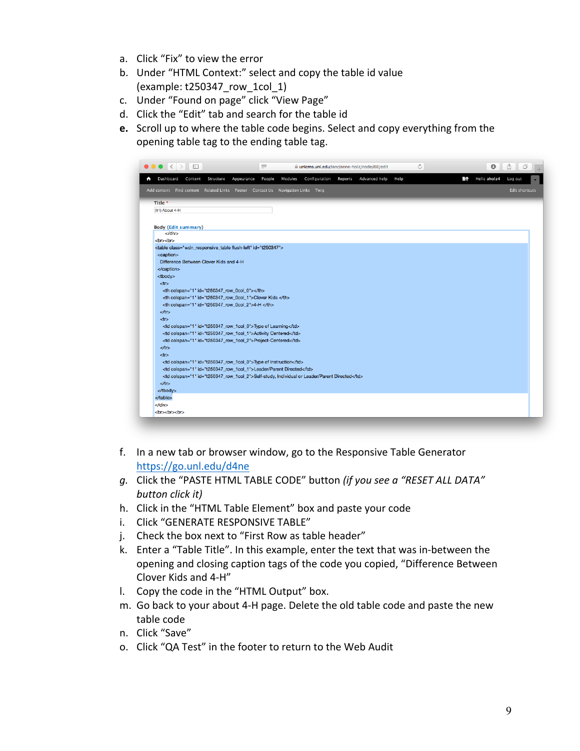a. Click “Fix” to view the error
b. Under “HTML Context:” select and copy the table id value (example: t250347_row_1col_1)
c. Under “Found on page” click “View Page”
d. Click the “Edit” tab and search for the table id
**e.** Scroll up to where the table code begins. Select and copy everything from the opening table tag to the ending table tag.

f. In a new tab or browser window, go to the Responsive Table Generator [https://go.unl.edu/d4ne](https://go.unl.edu/d4ne)
*g.* Click the “PASTE HTML TABLE CODE” button *(if you see a “RESET ALL DATA” button click it)*
h. Click in the “HTML Table Element” box and paste your code
i. Click “GENERATE RESPONSIVE TABLE”
j. Check the box next to “First Row as table header”
k. Enter a “Table Title”. In this example, enter the text that was in-between the opening and closing caption tags of the code you copied, “Difference Between Clover Kids and 4-H”
l. Copy the code in the “HTML Output” box.
m. Go back to your about 4-H page. Delete the old table code and paste the new table code
n. Click “Save”
o. Click “QA Test” in the footer to return to the Web Audit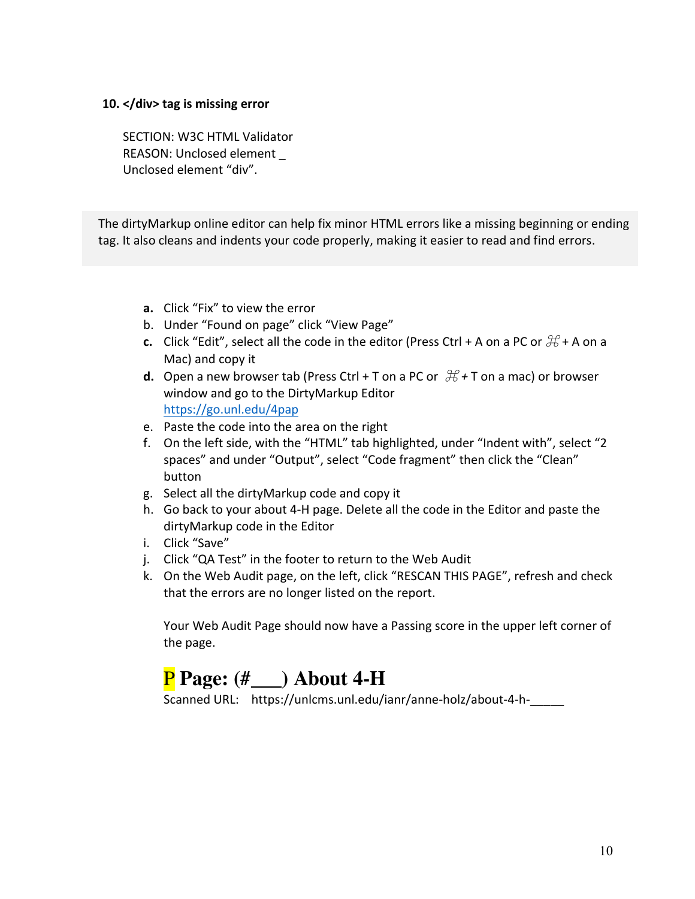**10. </div> tag is missing error**

SECTION: W3C HTML Validator
REASON: Unclosed element _
Unclosed element “div”.

> The dirtyMarkup online editor can help fix minor HTML errors like a missing beginning or ending tag. It also cleans and indents your code properly, making it easier to read and find errors.

a. Click “Fix” to view the error
b. Under “Found on page” click “View Page”
c. Click “Edit”, select all the code in the editor (Press Ctrl + A on a PC or ⌘ + A on a Mac) and copy it
d. Open a new browser tab (Press Ctrl + T on a PC or ⌘ + T on a mac) or browser window and go to the DirtyMarkup Editor [https://go.unl.edu/4pap](https://go.unl.edu/4pap)
e. Paste the code into the area on the right
f. On the left side, with the “HTML” tab highlighted, under “Indent with”, select “2 spaces” and under “Output”, select “Code fragment” then click the “Clean” button
g. Select all the dirtyMarkup code and copy it
h. Go back to your about 4-H page. Delete all the code in the Editor and paste the dirtyMarkup code in the Editor
i. Click “Save”
j. Click “QA Test” in the footer to return to the Web Audit
k. On the Web Audit page, on the left, click “RESCAN THIS PAGE”, refresh and check that the errors are no longer listed on the report.

Your Web Audit Page should now have a Passing score in the upper left corner of the page.

## P Page: (#___) About 4-H

Scanned URL: https://unlcms.unl.edu/ianr/anne-holz/about-4-h-_____